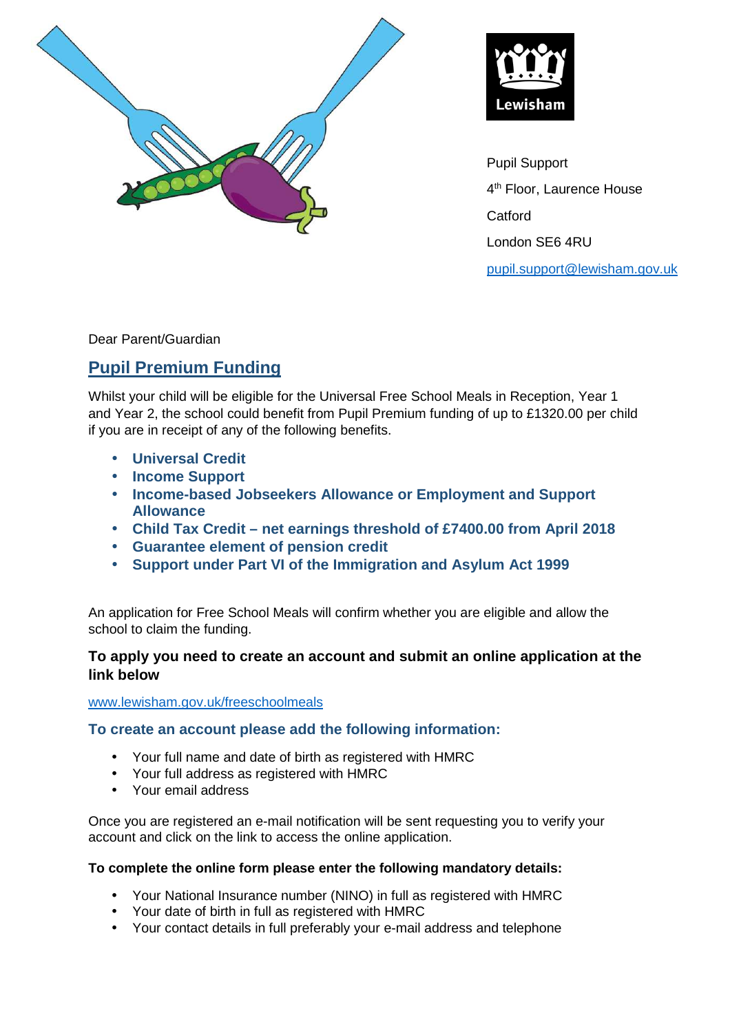Lewisham

Pupil Support

4th Floor, Laurence House

Catford

London SE6 4RU

pupil.support@lewisham.gov.uk

Dear Parent/Guardian

## Pupil Premium Funding

Whilst your child will be eligible for the Universal Free School Meals in Reception, Year 1 and Year 2, the school could benefit from Pupil Premium funding of up to £1320.00 per child if you are in receipt of any of the following benefits.

- **Universal Credit**
- **Income Support**
- **Income-based Jobseekers Allowance or Employment and Support Allowance**
- **Child Tax Credit – net earnings threshold of £7400.00 from April 2018**
- **Guarantee element of pension credit**
- **Support under Part VI of the Immigration and Asylum Act 1999**

An application for Free School Meals will confirm whether you are eligible and allow the school to claim the funding.

**To apply you need to create an account and submit an online application at the link below**

www.lewisham.gov.uk/freeschoolmeals

### To create an account please add the following information:

- Your full name and date of birth as registered with HMRC
- Your full address as registered with HMRC
- Your email address

Once you are registered an e-mail notification will be sent requesting you to verify your account and click on the link to access the online application.

**To complete the online form please enter the following mandatory details:**

- Your National Insurance number (NINO) in full as registered with HMRC
- Your date of birth in full as registered with HMRC
- Your contact details in full preferably your e-mail address and telephone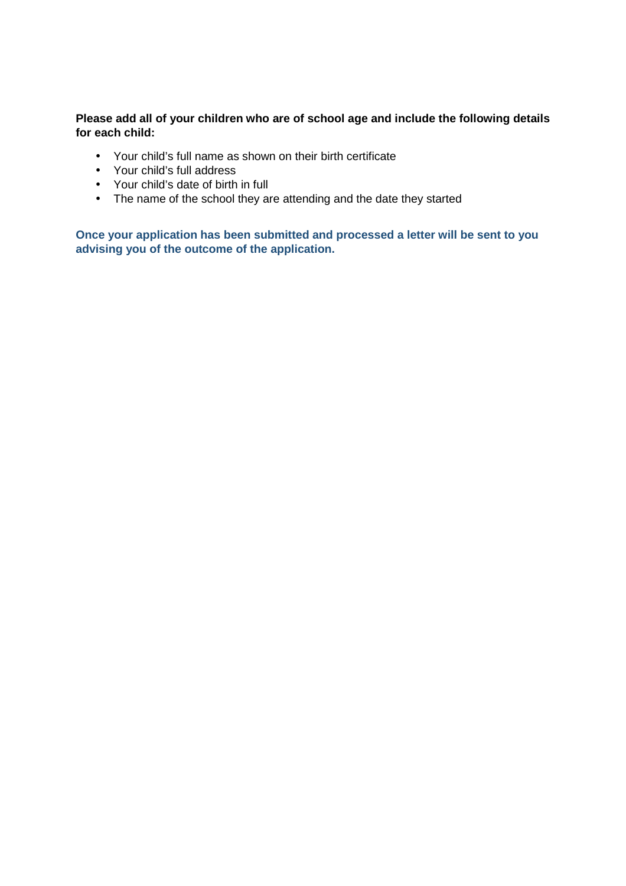**Please add all of your children who are of school age and include the following details for each child:**

- Your child's full name as shown on their birth certificate
- Your child's full address
- Your child's date of birth in full
- The name of the school they are attending and the date they started

**Once your application has been submitted and processed a letter will be sent to you advising you of the outcome of the application.**